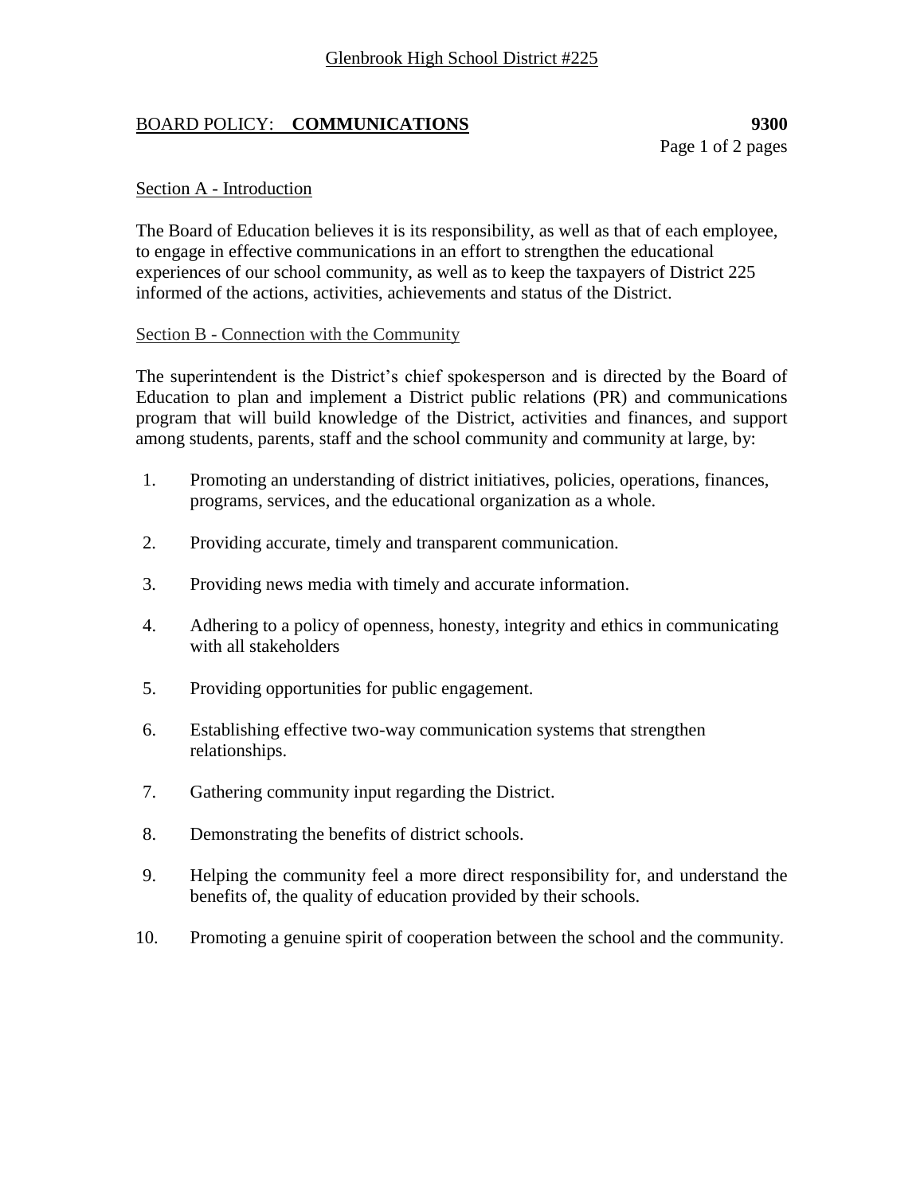Glenbrook High School District #225

# BOARD POLICY: **COMMUNICATIONS** 9300

## Section A - Introduction

The Board of Education believes it is its responsibility, as well as that of each employee, to engage in effective communications in an effort to strengthen the educational experiences of our school community, as well as to keep the taxpayers of District 225 informed of the actions, activities, achievements and status of the District.

## Section B - Connection with the Community

The superintendent is the District's chief spokesperson and is directed by the Board of Education to plan and implement a District public relations (PR) and communications program that will build knowledge of the District, activities and finances, and support among students, parents, staff and the school community and community at large, by:

1. Promoting an understanding of district initiatives, policies, operations, finances, programs, services, and the educational organization as a whole.
2. Providing accurate, timely and transparent communication.
3. Providing news media with timely and accurate information.
4. Adhering to a policy of openness, honesty, integrity and ethics in communicating with all stakeholders
5. Providing opportunities for public engagement.
6. Establishing effective two-way communication systems that strengthen relationships.
7. Gathering community input regarding the District.
8. Demonstrating the benefits of district schools.
9. Helping the community feel a more direct responsibility for, and understand the benefits of, the quality of education provided by their schools.
10. Promoting a genuine spirit of cooperation between the school and the community.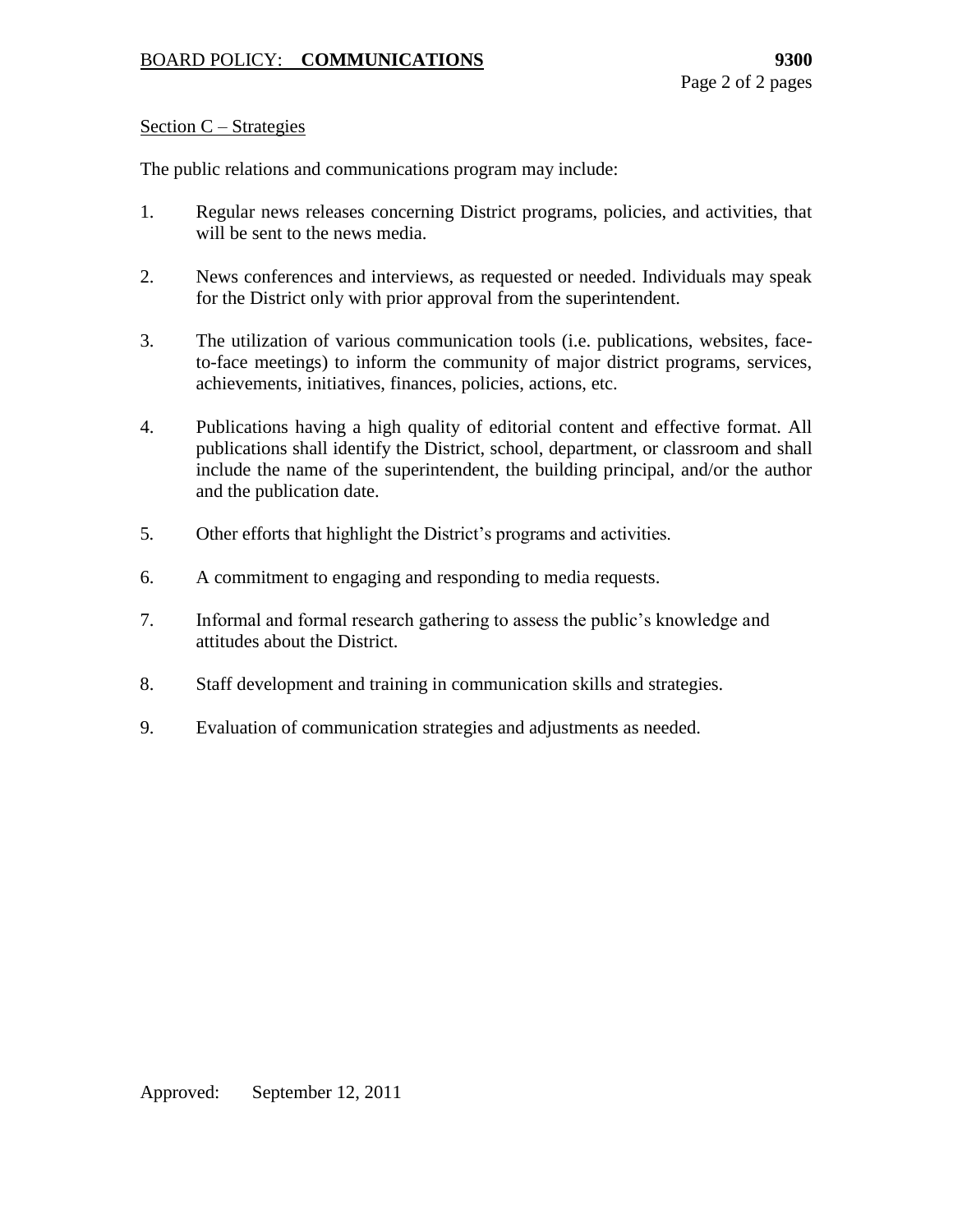## Section C – Strategies

The public relations and communications program may include:

1. Regular news releases concerning District programs, policies, and activities, that will be sent to the news media.

2. News conferences and interviews, as requested or needed. Individuals may speak for the District only with prior approval from the superintendent.

3. The utilization of various communication tools (i.e. publications, websites, face-to-face meetings) to inform the community of major district programs, services, achievements, initiatives, finances, policies, actions, etc.

4. Publications having a high quality of editorial content and effective format. All publications shall identify the District, school, department, or classroom and shall include the name of the superintendent, the building principal, and/or the author and the publication date.

5. Other efforts that highlight the District's programs and activities.

6. A commitment to engaging and responding to media requests.

7. Informal and formal research gathering to assess the public's knowledge and attitudes about the District.

8. Staff development and training in communication skills and strategies.

9. Evaluation of communication strategies and adjustments as needed.

Approved: September 12, 2011